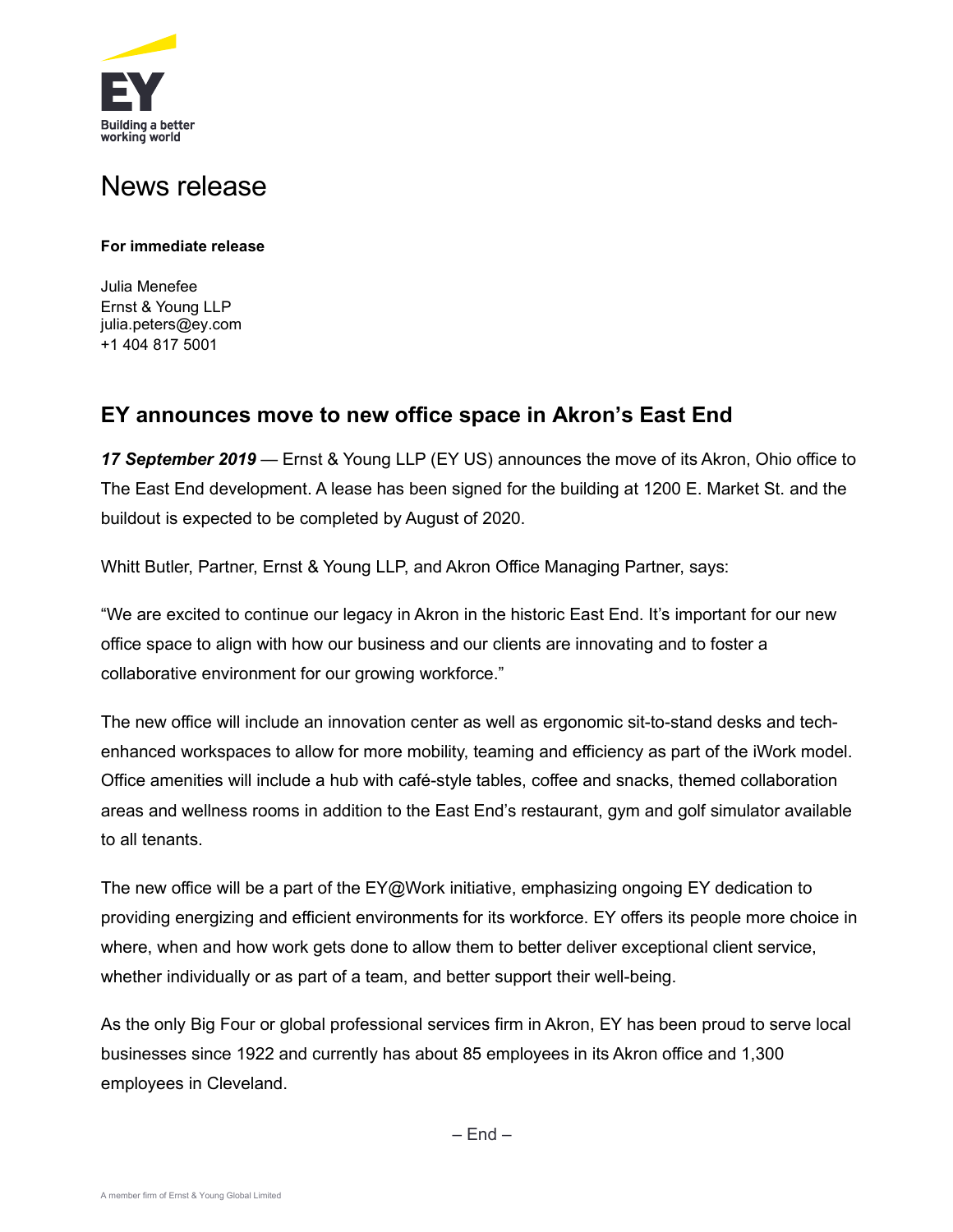Building a better working world

# News release

**For immediate release**

Julia Menefee
Ernst & Young LLP
julia.peters@ey.com
+1 404 817 5001

## EY announces move to new office space in Akron's East End

***17 September 2019*** — Ernst & Young LLP (EY US) announces the move of its Akron, Ohio office to The East End development. A lease has been signed for the building at 1200 E. Market St. and the buildout is expected to be completed by August of 2020.

Whitt Butler, Partner, Ernst & Young LLP, and Akron Office Managing Partner, says:

"We are excited to continue our legacy in Akron in the historic East End. It's important for our new office space to align with how our business and our clients are innovating and to foster a collaborative environment for our growing workforce."

The new office will include an innovation center as well as ergonomic sit-to-stand desks and tech-enhanced workspaces to allow for more mobility, teaming and efficiency as part of the iWork model. Office amenities will include a hub with café-style tables, coffee and snacks, themed collaboration areas and wellness rooms in addition to the East End's restaurant, gym and golf simulator available to all tenants.

The new office will be a part of the EY@Work initiative, emphasizing ongoing EY dedication to providing energizing and efficient environments for its workforce. EY offers its people more choice in where, when and how work gets done to allow them to better deliver exceptional client service, whether individually or as part of a team, and better support their well-being.

As the only Big Four or global professional services firm in Akron, EY has been proud to serve local businesses since 1922 and currently has about 85 employees in its Akron office and 1,300 employees in Cleveland.

– End –

A member firm of Ernst & Young Global Limited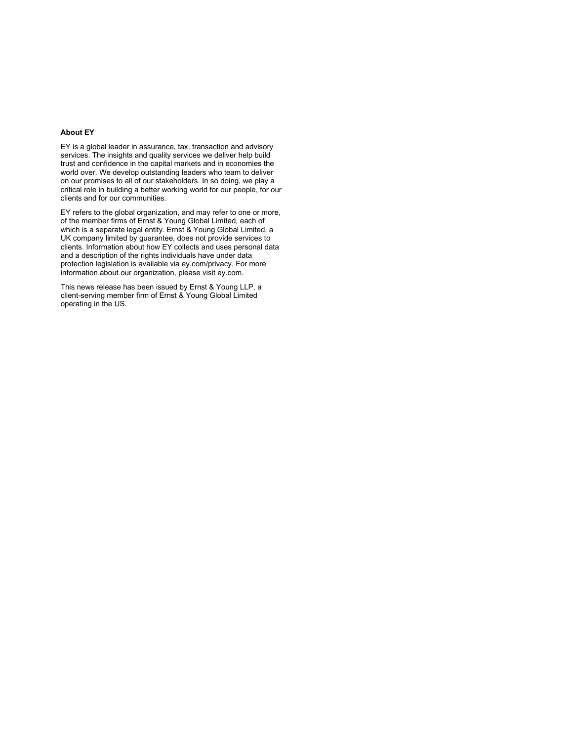**About EY**

EY is a global leader in assurance, tax, transaction and advisory services. The insights and quality services we deliver help build trust and confidence in the capital markets and in economies the world over. We develop outstanding leaders who team to deliver on our promises to all of our stakeholders. In so doing, we play a critical role in building a better working world for our people, for our clients and for our communities.

EY refers to the global organization, and may refer to one or more, of the member firms of Ernst & Young Global Limited, each of which is a separate legal entity. Ernst & Young Global Limited, a UK company limited by guarantee, does not provide services to clients. Information about how EY collects and uses personal data and a description of the rights individuals have under data protection legislation is available via ey.com/privacy. For more information about our organization, please visit ey.com.

This news release has been issued by Ernst & Young LLP, a client-serving member firm of Ernst & Young Global Limited operating in the US.